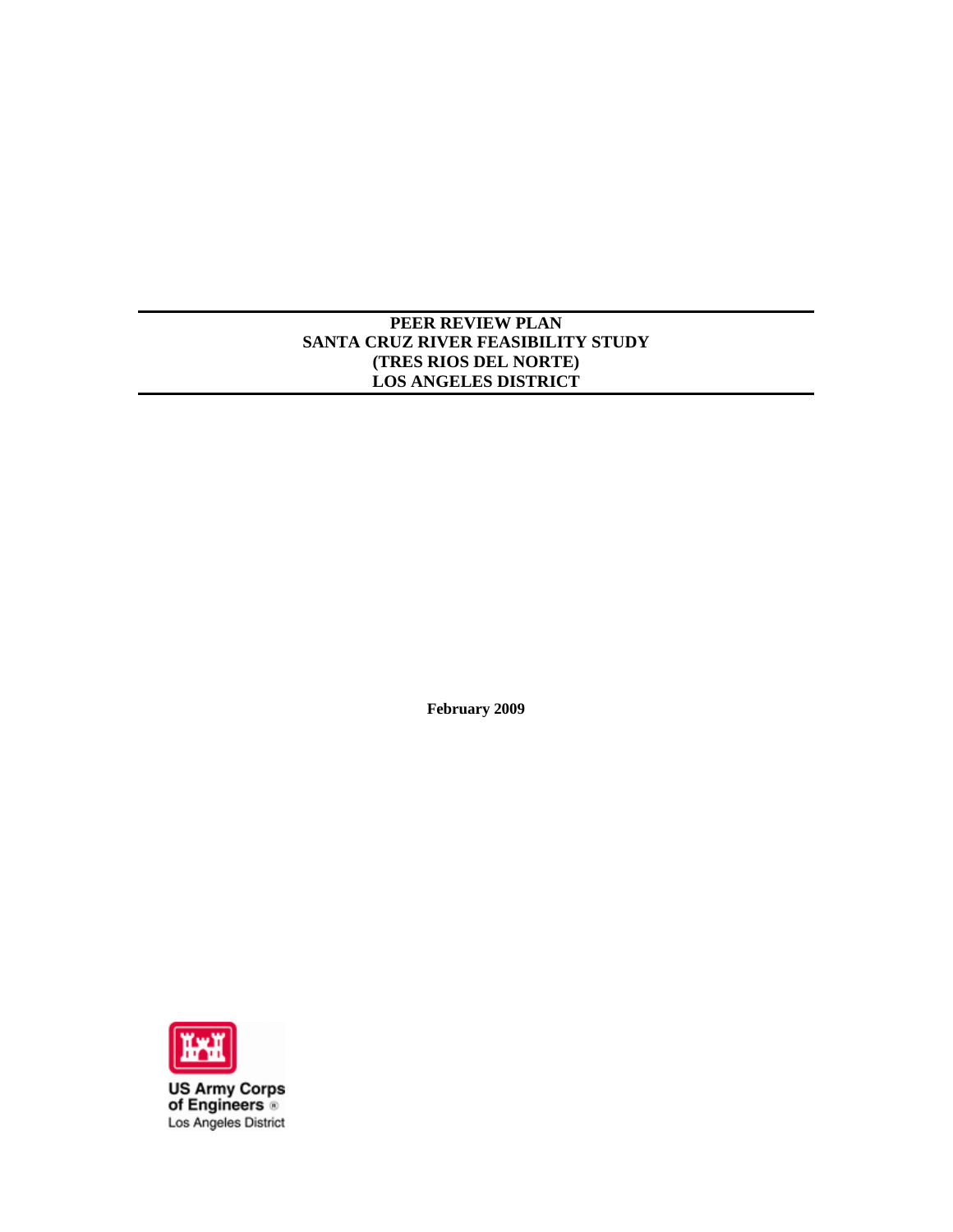# PEER REVIEW PLAN
# SANTA CRUZ RIVER FEASIBILITY STUDY
# (TRES RIOS DEL NORTE)
# LOS ANGELES DISTRICT

**February 2009**

US Army Corps of Engineers
Los Angeles District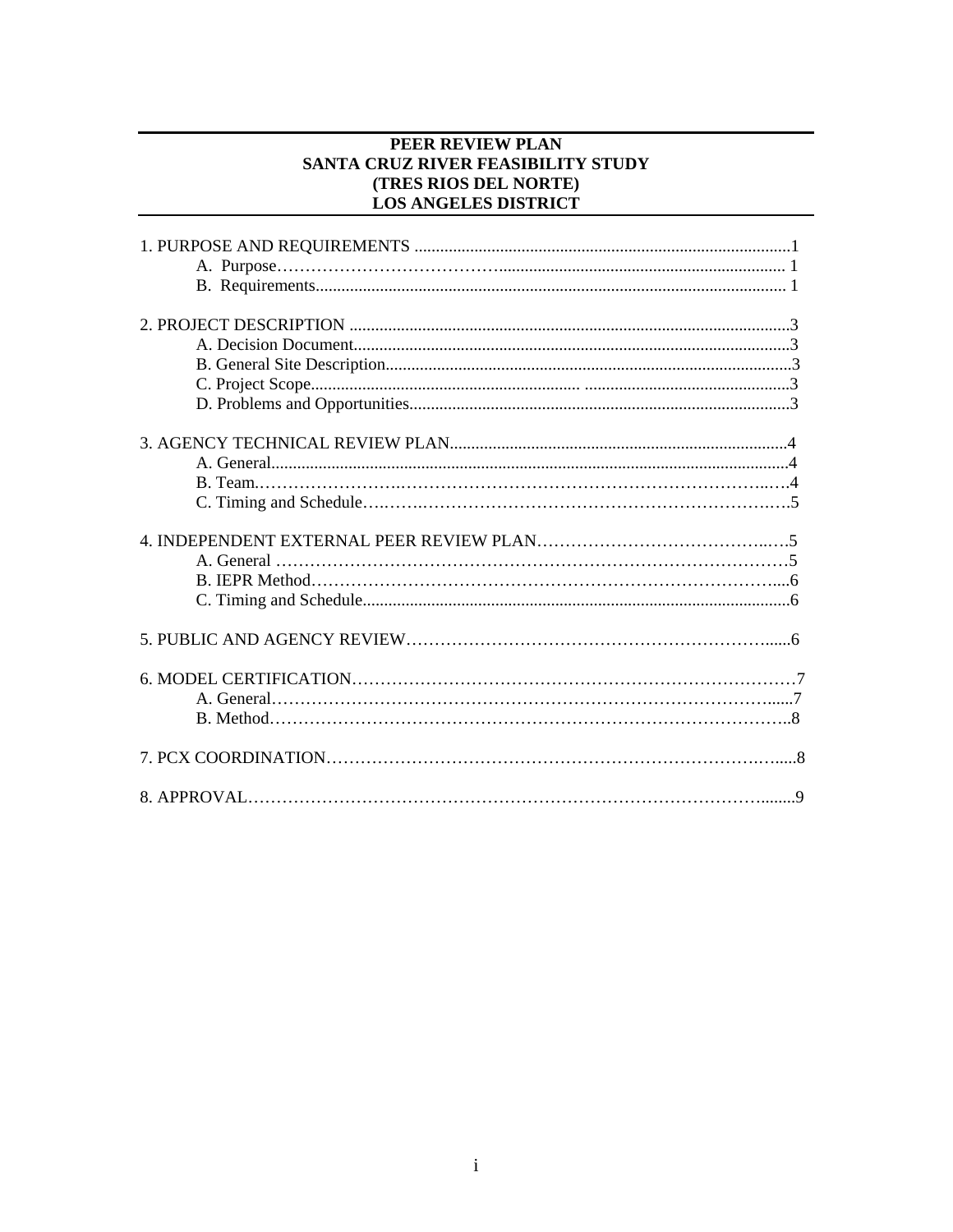# PEER REVIEW PLAN
# SANTA CRUZ RIVER FEASIBILITY STUDY
# (TRES RIOS DEL NORTE)
# LOS ANGELES DISTRICT

1. PURPOSE AND REQUIREMENTS ........................................................................................1
   - A. Purpose………………………………….................................................................... 1
   - B. Requirements.............................................................................................................. 1

2. PROJECT DESCRIPTION .......................................................................................................3
   - A. Decision Document.......................................................................................................3
   - B. General Site Description................................................................................................3
   - C. Project Scope................................................................ .................................................3
   - D. Problems and Opportunities..........................................................................................3

3. AGENCY TECHNICAL REVIEW PLAN...............................................................................4
   - A. General..........................................................................................................................4
   - B. Team.…………………….………………………………………………………….….4
   - C. Timing and Schedule….…….…………………………………………………….….5

4. INDEPENDENT EXTERNAL PEER REVIEW PLAN…………………………………….….5
   - A. General ………………………………………………………………………………5
   - B. IEPR Method………………………………………………………………………....6
   - C. Timing and Schedule....................................................................................................6

5. PUBLIC AND AGENCY REVIEW……………………………………………………….....6

6. MODEL CERTIFICATION……………………………………………………………………7
   - A. General………………………………………………………………………….......7
   - B. Method……………………………………………………………………………….8

7. PCX COORDINATION………………………………………………………………….…......8

8. APPROVAL……………………………………………………………………………….........9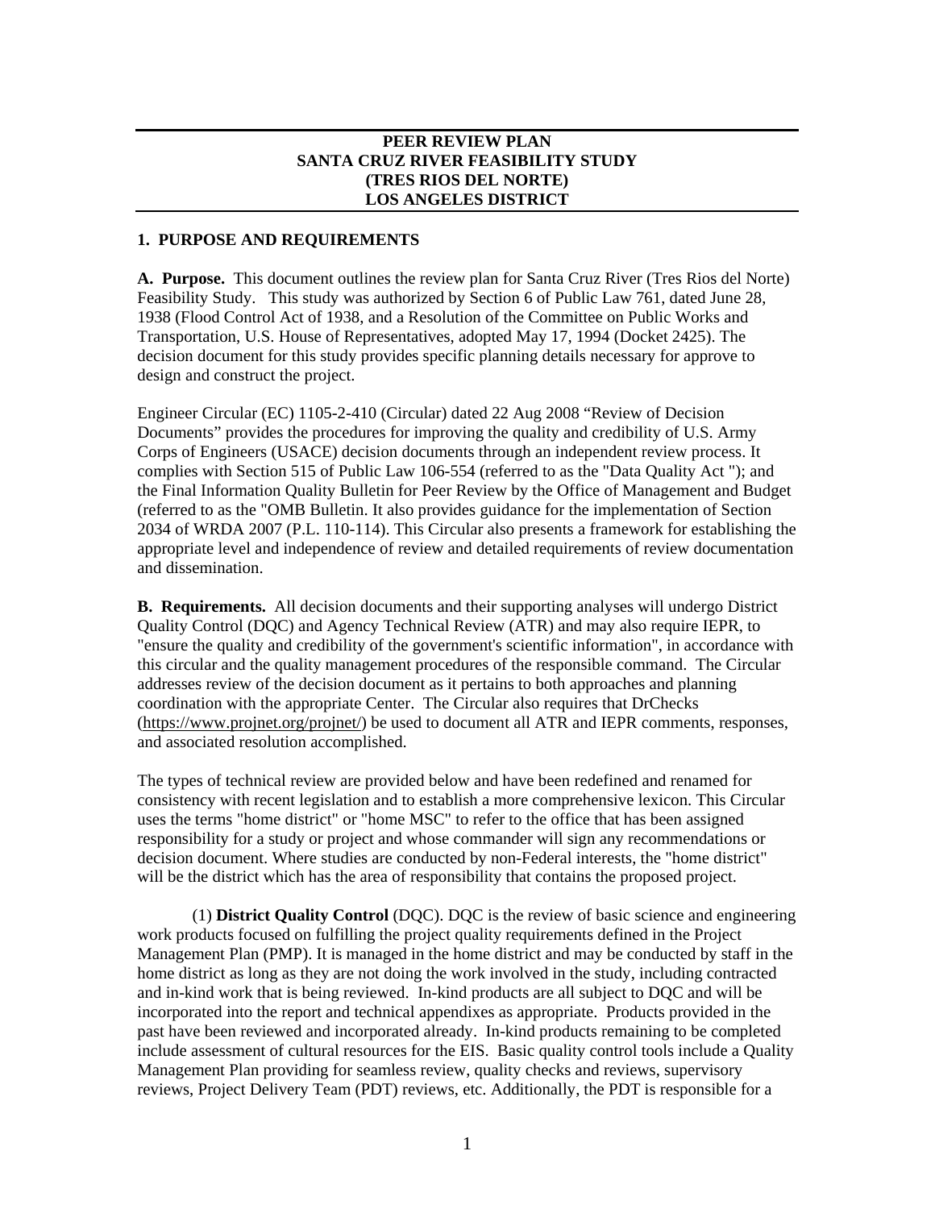# PEER REVIEW PLAN
# SANTA CRUZ RIVER FEASIBILITY STUDY
# (TRES RIOS DEL NORTE)
# LOS ANGELES DISTRICT

## 1. PURPOSE AND REQUIREMENTS

**A. Purpose.** This document outlines the review plan for Santa Cruz River (Tres Rios del Norte) Feasibility Study. This study was authorized by Section 6 of Public Law 761, dated June 28, 1938 (Flood Control Act of 1938, and a Resolution of the Committee on Public Works and Transportation, U.S. House of Representatives, adopted May 17, 1994 (Docket 2425). The decision document for this study provides specific planning details necessary for approve to design and construct the project.

Engineer Circular (EC) 1105-2-410 (Circular) dated 22 Aug 2008 "Review of Decision Documents" provides the procedures for improving the quality and credibility of U.S. Army Corps of Engineers (USACE) decision documents through an independent review process. It complies with Section 515 of Public Law 106-554 (referred to as the "Data Quality Act "); and the Final Information Quality Bulletin for Peer Review by the Office of Management and Budget (referred to as the "OMB Bulletin. It also provides guidance for the implementation of Section 2034 of WRDA 2007 (P.L. 110-114). This Circular also presents a framework for establishing the appropriate level and independence of review and detailed requirements of review documentation and dissemination.

**B. Requirements.** All decision documents and their supporting analyses will undergo District Quality Control (DQC) and Agency Technical Review (ATR) and may also require IEPR, to "ensure the quality and credibility of the government's scientific information", in accordance with this circular and the quality management procedures of the responsible command. The Circular addresses review of the decision document as it pertains to both approaches and planning coordination with the appropriate Center. The Circular also requires that DrChecks (https://www.projnet.org/projnet/) be used to document all ATR and IEPR comments, responses, and associated resolution accomplished.

The types of technical review are provided below and have been redefined and renamed for consistency with recent legislation and to establish a more comprehensive lexicon. This Circular uses the terms "home district" or "home MSC" to refer to the office that has been assigned responsibility for a study or project and whose commander will sign any recommendations or decision document. Where studies are conducted by non-Federal interests, the "home district" will be the district which has the area of responsibility that contains the proposed project.

(1) **District Quality Control** (DQC). DQC is the review of basic science and engineering work products focused on fulfilling the project quality requirements defined in the Project Management Plan (PMP). It is managed in the home district and may be conducted by staff in the home district as long as they are not doing the work involved in the study, including contracted and in-kind work that is being reviewed. In-kind products are all subject to DQC and will be incorporated into the report and technical appendixes as appropriate. Products provided in the past have been reviewed and incorporated already. In-kind products remaining to be completed include assessment of cultural resources for the EIS. Basic quality control tools include a Quality Management Plan providing for seamless review, quality checks and reviews, supervisory reviews, Project Delivery Team (PDT) reviews, etc. Additionally, the PDT is responsible for a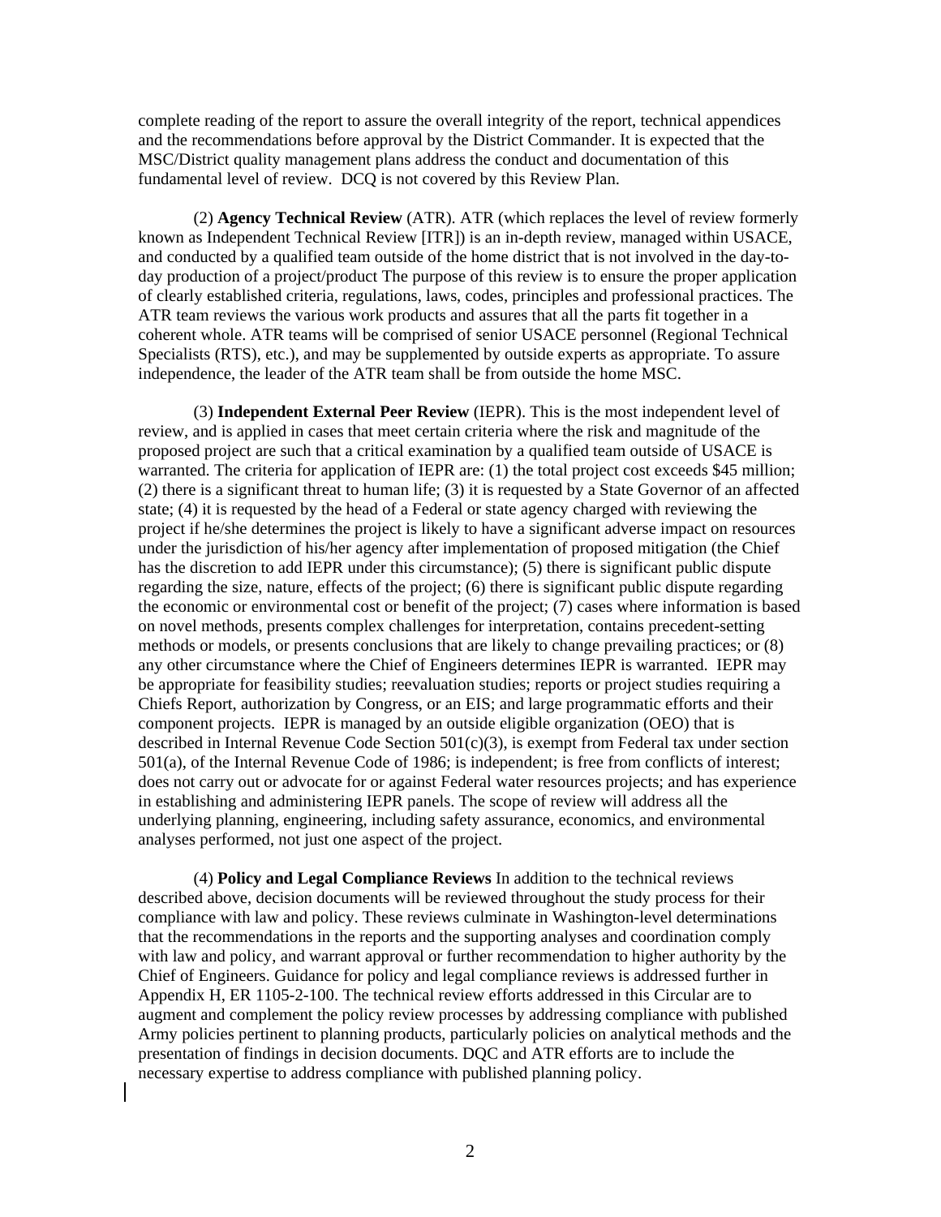complete reading of the report to assure the overall integrity of the report, technical appendices and the recommendations before approval by the District Commander. It is expected that the MSC/District quality management plans address the conduct and documentation of this fundamental level of review. DCQ is not covered by this Review Plan.

(2) **Agency Technical Review** (ATR). ATR (which replaces the level of review formerly known as Independent Technical Review [ITR]) is an in-depth review, managed within USACE, and conducted by a qualified team outside of the home district that is not involved in the day-to-day production of a project/product The purpose of this review is to ensure the proper application of clearly established criteria, regulations, laws, codes, principles and professional practices. The ATR team reviews the various work products and assures that all the parts fit together in a coherent whole. ATR teams will be comprised of senior USACE personnel (Regional Technical Specialists (RTS), etc.), and may be supplemented by outside experts as appropriate. To assure independence, the leader of the ATR team shall be from outside the home MSC.

(3) **Independent External Peer Review** (IEPR). This is the most independent level of review, and is applied in cases that meet certain criteria where the risk and magnitude of the proposed project are such that a critical examination by a qualified team outside of USACE is warranted. The criteria for application of IEPR are: (1) the total project cost exceeds $45 million; (2) there is a significant threat to human life; (3) it is requested by a State Governor of an affected state; (4) it is requested by the head of a Federal or state agency charged with reviewing the project if he/she determines the project is likely to have a significant adverse impact on resources under the jurisdiction of his/her agency after implementation of proposed mitigation (the Chief has the discretion to add IEPR under this circumstance); (5) there is significant public dispute regarding the size, nature, effects of the project; (6) there is significant public dispute regarding the economic or environmental cost or benefit of the project; (7) cases where information is based on novel methods, presents complex challenges for interpretation, contains precedent-setting methods or models, or presents conclusions that are likely to change prevailing practices; or (8) any other circumstance where the Chief of Engineers determines IEPR is warranted. IEPR may be appropriate for feasibility studies; reevaluation studies; reports or project studies requiring a Chiefs Report, authorization by Congress, or an EIS; and large programmatic efforts and their component projects. IEPR is managed by an outside eligible organization (OEO) that is described in Internal Revenue Code Section 501(c)(3), is exempt from Federal tax under section 501(a), of the Internal Revenue Code of 1986; is independent; is free from conflicts of interest; does not carry out or advocate for or against Federal water resources projects; and has experience in establishing and administering IEPR panels. The scope of review will address all the underlying planning, engineering, including safety assurance, economics, and environmental analyses performed, not just one aspect of the project.

(4) **Policy and Legal Compliance Reviews** In addition to the technical reviews described above, decision documents will be reviewed throughout the study process for their compliance with law and policy. These reviews culminate in Washington-level determinations that the recommendations in the reports and the supporting analyses and coordination comply with law and policy, and warrant approval or further recommendation to higher authority by the Chief of Engineers. Guidance for policy and legal compliance reviews is addressed further in Appendix H, ER 1105-2-100. The technical review efforts addressed in this Circular are to augment and complement the policy review processes by addressing compliance with published Army policies pertinent to planning products, particularly policies on analytical methods and the presentation of findings in decision documents. DQC and ATR efforts are to include the necessary expertise to address compliance with published planning policy.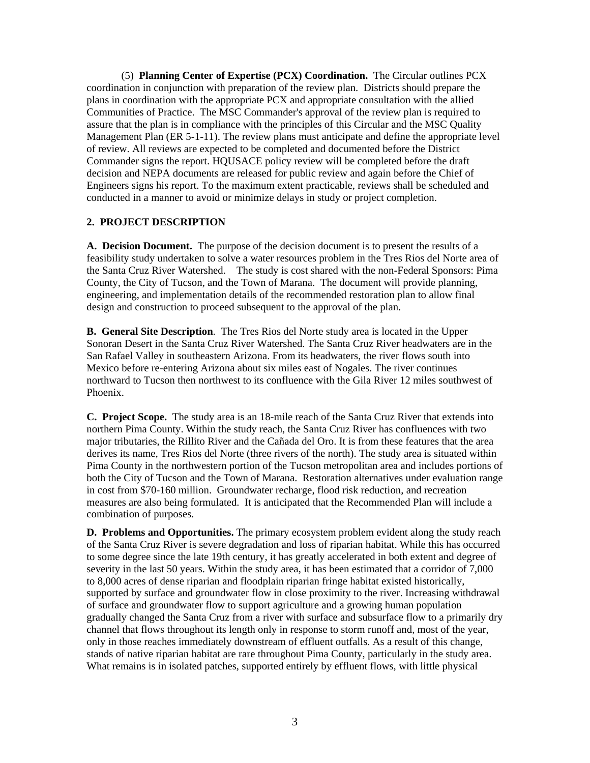(5) **Planning Center of Expertise (PCX) Coordination.** The Circular outlines PCX coordination in conjunction with preparation of the review plan. Districts should prepare the plans in coordination with the appropriate PCX and appropriate consultation with the allied Communities of Practice. The MSC Commander's approval of the review plan is required to assure that the plan is in compliance with the principles of this Circular and the MSC Quality Management Plan (ER 5-1-11). The review plans must anticipate and define the appropriate level of review. All reviews are expected to be completed and documented before the District Commander signs the report. HQUSACE policy review will be completed before the draft decision and NEPA documents are released for public review and again before the Chief of Engineers signs his report. To the maximum extent practicable, reviews shall be scheduled and conducted in a manner to avoid or minimize delays in study or project completion.

## 2. PROJECT DESCRIPTION

**A. Decision Document.** The purpose of the decision document is to present the results of a feasibility study undertaken to solve a water resources problem in the Tres Rios del Norte area of the Santa Cruz River Watershed. The study is cost shared with the non-Federal Sponsors: Pima County, the City of Tucson, and the Town of Marana. The document will provide planning, engineering, and implementation details of the recommended restoration plan to allow final design and construction to proceed subsequent to the approval of the plan.

**B. General Site Description**. The Tres Rios del Norte study area is located in the Upper Sonoran Desert in the Santa Cruz River Watershed. The Santa Cruz River headwaters are in the San Rafael Valley in southeastern Arizona. From its headwaters, the river flows south into Mexico before re-entering Arizona about six miles east of Nogales. The river continues northward to Tucson then northwest to its confluence with the Gila River 12 miles southwest of Phoenix.

**C. Project Scope.** The study area is an 18-mile reach of the Santa Cruz River that extends into northern Pima County. Within the study reach, the Santa Cruz River has confluences with two major tributaries, the Rillito River and the Cañada del Oro. It is from these features that the area derives its name, Tres Rios del Norte (three rivers of the north). The study area is situated within Pima County in the northwestern portion of the Tucson metropolitan area and includes portions of both the City of Tucson and the Town of Marana. Restoration alternatives under evaluation range in cost from $70-160 million. Groundwater recharge, flood risk reduction, and recreation measures are also being formulated. It is anticipated that the Recommended Plan will include a combination of purposes.

**D. Problems and Opportunities.** The primary ecosystem problem evident along the study reach of the Santa Cruz River is severe degradation and loss of riparian habitat. While this has occurred to some degree since the late 19th century, it has greatly accelerated in both extent and degree of severity in the last 50 years. Within the study area, it has been estimated that a corridor of 7,000 to 8,000 acres of dense riparian and floodplain riparian fringe habitat existed historically, supported by surface and groundwater flow in close proximity to the river. Increasing withdrawal of surface and groundwater flow to support agriculture and a growing human population gradually changed the Santa Cruz from a river with surface and subsurface flow to a primarily dry channel that flows throughout its length only in response to storm runoff and, most of the year, only in those reaches immediately downstream of effluent outfalls. As a result of this change, stands of native riparian habitat are rare throughout Pima County, particularly in the study area. What remains is in isolated patches, supported entirely by effluent flows, with little physical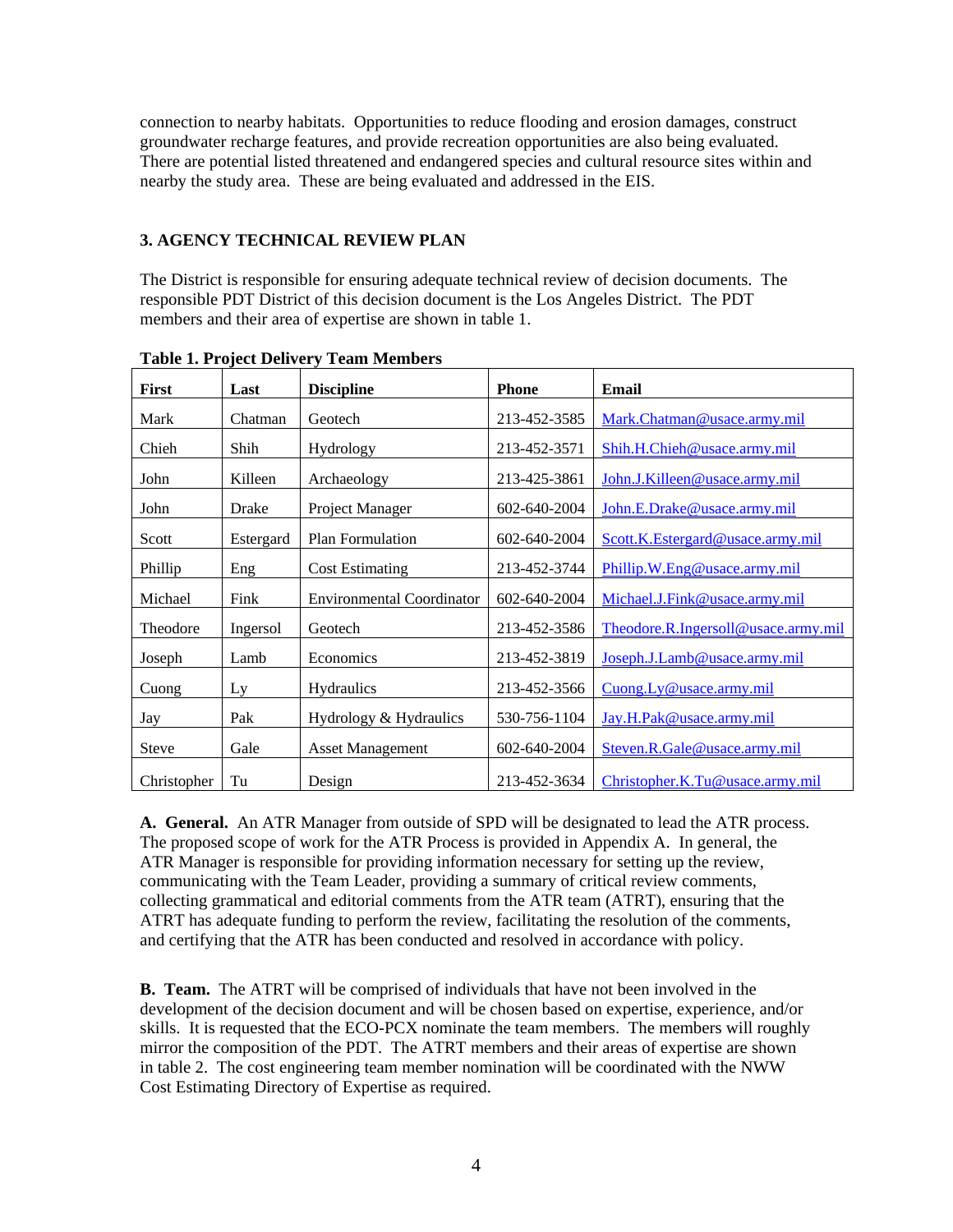connection to nearby habitats. Opportunities to reduce flooding and erosion damages, construct groundwater recharge features, and provide recreation opportunities are also being evaluated. There are potential listed threatened and endangered species and cultural resource sites within and nearby the study area. These are being evaluated and addressed in the EIS.

### 3. AGENCY TECHNICAL REVIEW PLAN

The District is responsible for ensuring adequate technical review of decision documents. The responsible PDT District of this decision document is the Los Angeles District. The PDT members and their area of expertise are shown in table 1.

**Table 1. Project Delivery Team Members**

| First | Last | Discipline | Phone | Email |
|---|---|---|---|---|
| Mark | Chatman | Geotech | 213-452-3585 | Mark.Chatman@usace.army.mil |
| Chieh | Shih | Hydrology | 213-452-3571 | Shih.H.Chieh@usace.army.mil |
| John | Killeen | Archaeology | 213-425-3861 | John.J.Killeen@usace.army.mil |
| John | Drake | Project Manager | 602-640-2004 | John.E.Drake@usace.army.mil |
| Scott | Estergard | Plan Formulation | 602-640-2004 | Scott.K.Estergard@usace.army.mil |
| Phillip | Eng | Cost Estimating | 213-452-3744 | Phillip.W.Eng@usace.army.mil |
| Michael | Fink | Environmental Coordinator | 602-640-2004 | Michael.J.Fink@usace.army.mil |
| Theodore | Ingersol | Geotech | 213-452-3586 | Theodore.R.Ingersoll@usace.army.mil |
| Joseph | Lamb | Economics | 213-452-3819 | Joseph.J.Lamb@usace.army.mil |
| Cuong | Ly | Hydraulics | 213-452-3566 | Cuong.Ly@usace.army.mil |
| Jay | Pak | Hydrology & Hydraulics | 530-756-1104 | Jay.H.Pak@usace.army.mil |
| Steve | Gale | Asset Management | 602-640-2004 | Steven.R.Gale@usace.army.mil |
| Christopher | Tu | Design | 213-452-3634 | Christopher.K.Tu@usace.army.mil |

**A. General.** An ATR Manager from outside of SPD will be designated to lead the ATR process. The proposed scope of work for the ATR Process is provided in Appendix A. In general, the ATR Manager is responsible for providing information necessary for setting up the review, communicating with the Team Leader, providing a summary of critical review comments, collecting grammatical and editorial comments from the ATR team (ATRT), ensuring that the ATRT has adequate funding to perform the review, facilitating the resolution of the comments, and certifying that the ATR has been conducted and resolved in accordance with policy.

**B. Team.** The ATRT will be comprised of individuals that have not been involved in the development of the decision document and will be chosen based on expertise, experience, and/or skills. It is requested that the ECO-PCX nominate the team members. The members will roughly mirror the composition of the PDT. The ATRT members and their areas of expertise are shown in table 2. The cost engineering team member nomination will be coordinated with the NWW Cost Estimating Directory of Expertise as required.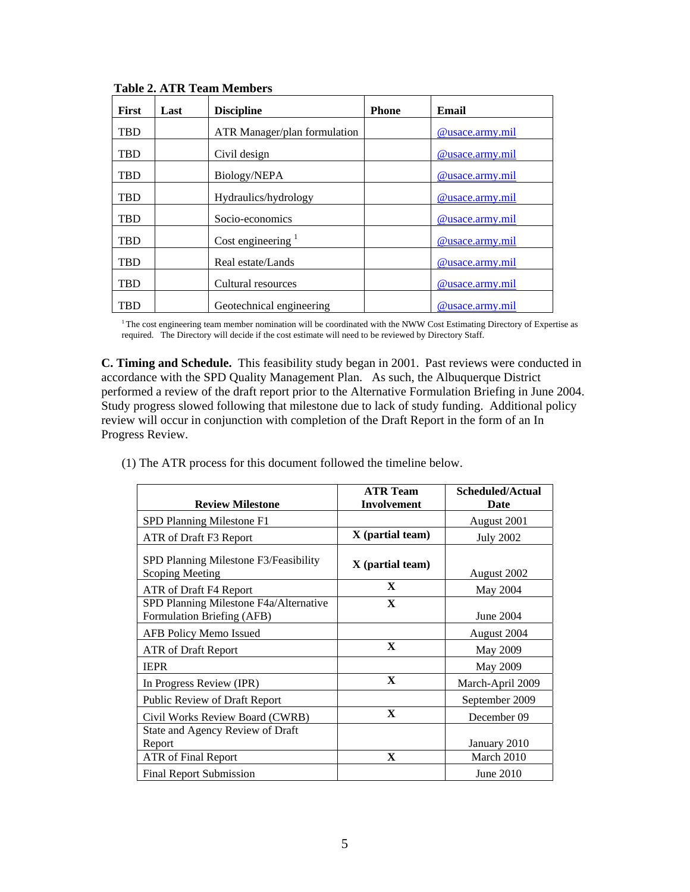**Table 2. ATR Team Members**

| First | Last | Discipline | Phone | Email |
|---|---|---|---|---|
| TBD | | ATR Manager/plan formulation | | @usace.army.mil |
| TBD | | Civil design | | @usace.army.mil |
| TBD | | Biology/NEPA | | @usace.army.mil |
| TBD | | Hydraulics/hydrology | | @usace.army.mil |
| TBD | | Socio-economics | | @usace.army.mil |
| TBD | | Cost engineering [1] | | @usace.army.mil |
| TBD | | Real estate/Lands | | @usace.army.mil |
| TBD | | Cultural resources | | @usace.army.mil |
| TBD | | Geotechnical engineering | | @usace.army.mil |

[1] The cost engineering team member nomination will be coordinated with the NWW Cost Estimating Directory of Expertise as required. The Directory will decide if the cost estimate will need to be reviewed by Directory Staff.

**C. Timing and Schedule.** This feasibility study began in 2001. Past reviews were conducted in accordance with the SPD Quality Management Plan. As such, the Albuquerque District performed a review of the draft report prior to the Alternative Formulation Briefing in June 2004. Study progress slowed following that milestone due to lack of study funding. Additional policy review will occur in conjunction with completion of the Draft Report in the form of an In Progress Review.

(1) The ATR process for this document followed the timeline below.

| Review Milestone | ATR Team Involvement | Scheduled/Actual Date |
|---|---|---|
| SPD Planning Milestone F1 | | August 2001 |
| ATR of Draft F3 Report | **X (partial team)** | July 2002 |
| SPD Planning Milestone F3/Feasibility Scoping Meeting | **X (partial team)** | August 2002 |
| ATR of Draft F4 Report | **X** | May 2004 |
| SPD Planning Milestone F4a/Alternative Formulation Briefing (AFB) | **X** | June 2004 |
| AFB Policy Memo Issued | | August 2004 |
| ATR of Draft Report | **X** | May 2009 |
| IEPR | | May 2009 |
| In Progress Review (IPR) | **X** | March-April 2009 |
| Public Review of Draft Report | | September 2009 |
| Civil Works Review Board (CWRB) | **X** | December 09 |
| State and Agency Review of Draft Report | | January 2010 |
| ATR of Final Report | **X** | March 2010 |
| Final Report Submission | | June 2010 |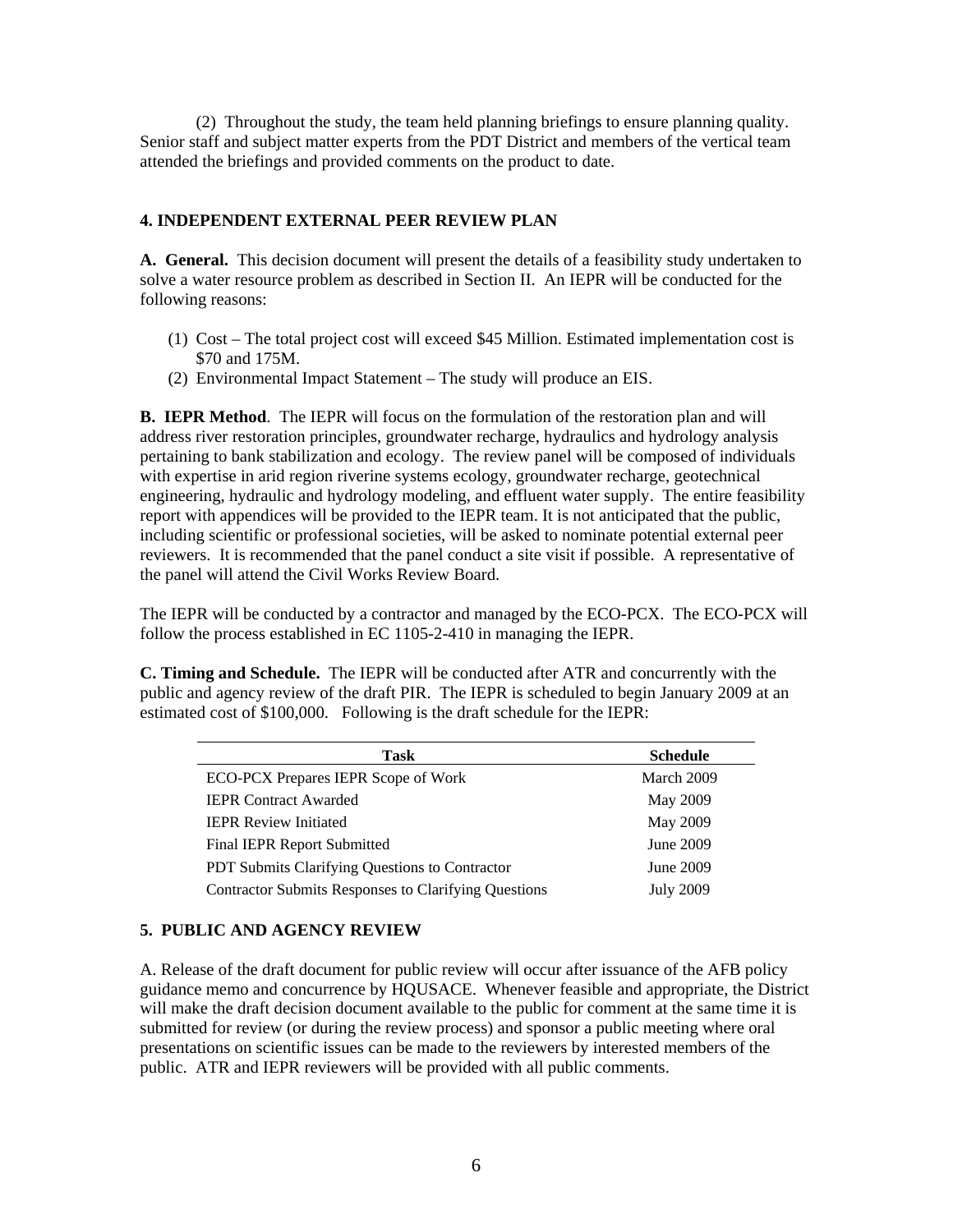(2) Throughout the study, the team held planning briefings to ensure planning quality. Senior staff and subject matter experts from the PDT District and members of the vertical team attended the briefings and provided comments on the product to date.

## 4. INDEPENDENT EXTERNAL PEER REVIEW PLAN

**A. General.** This decision document will present the details of a feasibility study undertaken to solve a water resource problem as described in Section II. An IEPR will be conducted for the following reasons:

(1) Cost – The total project cost will exceed $45 Million. Estimated implementation cost is $70 and 175M.
(2) Environmental Impact Statement – The study will produce an EIS.

**B. IEPR Method**. The IEPR will focus on the formulation of the restoration plan and will address river restoration principles, groundwater recharge, hydraulics and hydrology analysis pertaining to bank stabilization and ecology. The review panel will be composed of individuals with expertise in arid region riverine systems ecology, groundwater recharge, geotechnical engineering, hydraulic and hydrology modeling, and effluent water supply. The entire feasibility report with appendices will be provided to the IEPR team. It is not anticipated that the public, including scientific or professional societies, will be asked to nominate potential external peer reviewers. It is recommended that the panel conduct a site visit if possible. A representative of the panel will attend the Civil Works Review Board.

The IEPR will be conducted by a contractor and managed by the ECO-PCX. The ECO-PCX will follow the process established in EC 1105-2-410 in managing the IEPR.

**C. Timing and Schedule.** The IEPR will be conducted after ATR and concurrently with the public and agency review of the draft PIR. The IEPR is scheduled to begin January 2009 at an estimated cost of $100,000. Following is the draft schedule for the IEPR:

| Task | Schedule |
|---|---|
| ECO-PCX Prepares IEPR Scope of Work | March 2009 |
| IEPR Contract Awarded | May 2009 |
| IEPR Review Initiated | May 2009 |
| Final IEPR Report Submitted | June 2009 |
| PDT Submits Clarifying Questions to Contractor | June 2009 |
| Contractor Submits Responses to Clarifying Questions | July 2009 |

## 5. PUBLIC AND AGENCY REVIEW

A. Release of the draft document for public review will occur after issuance of the AFB policy guidance memo and concurrence by HQUSACE. Whenever feasible and appropriate, the District will make the draft decision document available to the public for comment at the same time it is submitted for review (or during the review process) and sponsor a public meeting where oral presentations on scientific issues can be made to the reviewers by interested members of the public. ATR and IEPR reviewers will be provided with all public comments.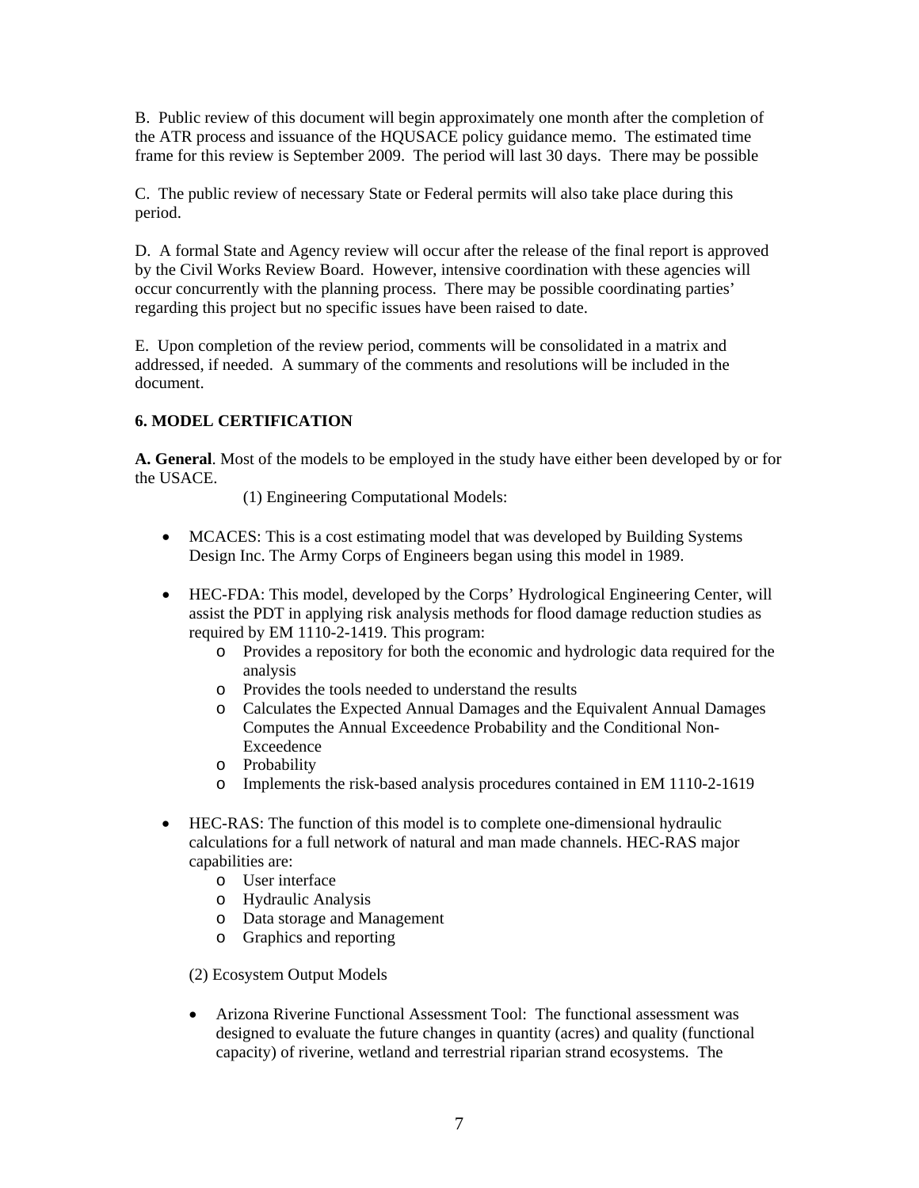B. Public review of this document will begin approximately one month after the completion of the ATR process and issuance of the HQUSACE policy guidance memo. The estimated time frame for this review is September 2009. The period will last 30 days. There may be possible

C. The public review of necessary State or Federal permits will also take place during this period.

D. A formal State and Agency review will occur after the release of the final report is approved by the Civil Works Review Board. However, intensive coordination with these agencies will occur concurrently with the planning process. There may be possible coordinating parties' regarding this project but no specific issues have been raised to date.

E. Upon completion of the review period, comments will be consolidated in a matrix and addressed, if needed. A summary of the comments and resolutions will be included in the document.

**6. MODEL CERTIFICATION**

**A. General**. Most of the models to be employed in the study have either been developed by or for the USACE.

(1) Engineering Computational Models:

- MCACES: This is a cost estimating model that was developed by Building Systems Design Inc. The Army Corps of Engineers began using this model in 1989.
- HEC-FDA: This model, developed by the Corps' Hydrological Engineering Center, will assist the PDT in applying risk analysis methods for flood damage reduction studies as required by EM 1110-2-1419. This program:
  - Provides a repository for both the economic and hydrologic data required for the analysis
  - Provides the tools needed to understand the results
  - Calculates the Expected Annual Damages and the Equivalent Annual Damages Computes the Annual Exceedence Probability and the Conditional Non-Exceedence
  - Probability
  - Implements the risk-based analysis procedures contained in EM 1110-2-1619
- HEC-RAS: The function of this model is to complete one-dimensional hydraulic calculations for a full network of natural and man made channels. HEC-RAS major capabilities are:
  - User interface
  - Hydraulic Analysis
  - Data storage and Management
  - Graphics and reporting

(2) Ecosystem Output Models

- Arizona Riverine Functional Assessment Tool: The functional assessment was designed to evaluate the future changes in quantity (acres) and quality (functional capacity) of riverine, wetland and terrestrial riparian strand ecosystems. The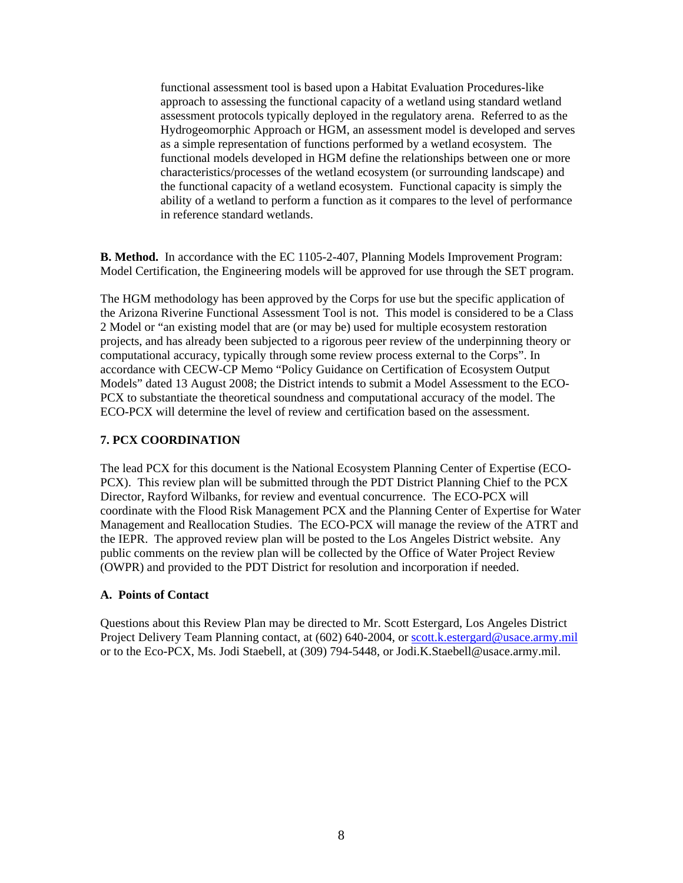functional assessment tool is based upon a Habitat Evaluation Procedures-like approach to assessing the functional capacity of a wetland using standard wetland assessment protocols typically deployed in the regulatory arena. Referred to as the Hydrogeomorphic Approach or HGM, an assessment model is developed and serves as a simple representation of functions performed by a wetland ecosystem. The functional models developed in HGM define the relationships between one or more characteristics/processes of the wetland ecosystem (or surrounding landscape) and the functional capacity of a wetland ecosystem. Functional capacity is simply the ability of a wetland to perform a function as it compares to the level of performance in reference standard wetlands.

**B. Method.** In accordance with the EC 1105-2-407, Planning Models Improvement Program: Model Certification, the Engineering models will be approved for use through the SET program.

The HGM methodology has been approved by the Corps for use but the specific application of the Arizona Riverine Functional Assessment Tool is not. This model is considered to be a Class 2 Model or "an existing model that are (or may be) used for multiple ecosystem restoration projects, and has already been subjected to a rigorous peer review of the underpinning theory or computational accuracy, typically through some review process external to the Corps". In accordance with CECW-CP Memo "Policy Guidance on Certification of Ecosystem Output Models" dated 13 August 2008; the District intends to submit a Model Assessment to the ECO-PCX to substantiate the theoretical soundness and computational accuracy of the model. The ECO-PCX will determine the level of review and certification based on the assessment.

## 7. PCX COORDINATION

The lead PCX for this document is the National Ecosystem Planning Center of Expertise (ECO-PCX). This review plan will be submitted through the PDT District Planning Chief to the PCX Director, Rayford Wilbanks, for review and eventual concurrence. The ECO-PCX will coordinate with the Flood Risk Management PCX and the Planning Center of Expertise for Water Management and Reallocation Studies. The ECO-PCX will manage the review of the ATRT and the IEPR. The approved review plan will be posted to the Los Angeles District website. Any public comments on the review plan will be collected by the Office of Water Project Review (OWPR) and provided to the PDT District for resolution and incorporation if needed.

### A. Points of Contact

Questions about this Review Plan may be directed to Mr. Scott Estergard, Los Angeles District Project Delivery Team Planning contact, at (602) 640-2004, or scott.k.estergard@usace.army.mil or to the Eco-PCX, Ms. Jodi Staebell, at (309) 794-5448, or Jodi.K.Staebell@usace.army.mil.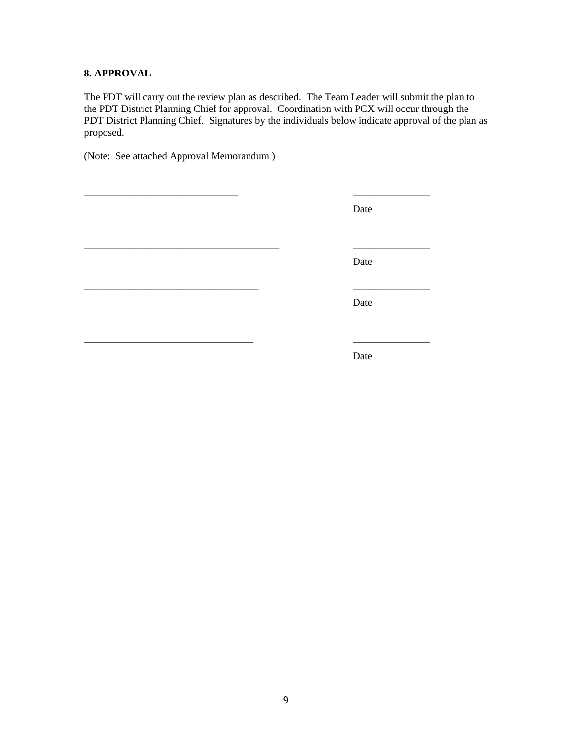**8. APPROVAL**

The PDT will carry out the review plan as described. The Team Leader will submit the plan to the PDT District Planning Chief for approval. Coordination with PCX will occur through the PDT District Planning Chief. Signatures by the individuals below indicate approval of the plan as proposed.

(Note: See attached Approval Memorandum )

______________________________ ______________
Date

______________________________________ ______________
Date

__________________________________ ______________
Date

_________________________________ ______________
Date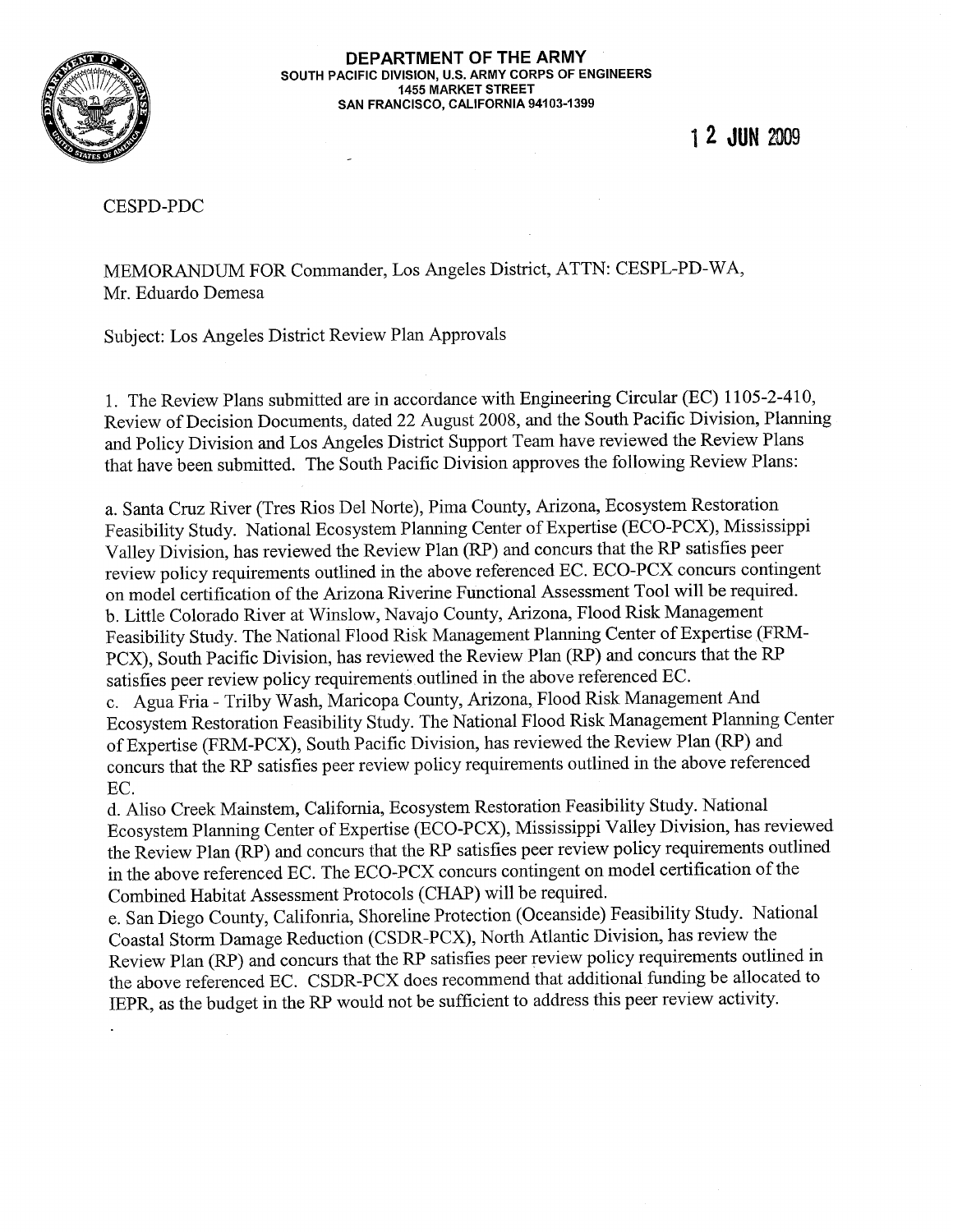**DEPARTMENT OF THE ARMY**
**SOUTH PACIFIC DIVISION, U.S. ARMY CORPS OF ENGINEERS**
**1455 MARKET STREET**
**SAN FRANCISCO, CALIFORNIA 94103-1399**

**12 JUN 2009**

CESPD-PDC

MEMORANDUM FOR Commander, Los Angeles District, ATTN: CESPL-PD-WA, Mr. Eduardo Demesa

Subject: Los Angeles District Review Plan Approvals

1. The Review Plans submitted are in accordance with Engineering Circular (EC) 1105-2-410, Review of Decision Documents, dated 22 August 2008, and the South Pacific Division, Planning and Policy Division and Los Angeles District Support Team have reviewed the Review Plans that have been submitted. The South Pacific Division approves the following Review Plans:

a. Santa Cruz River (Tres Rios Del Norte), Pima County, Arizona, Ecosystem Restoration Feasibility Study. National Ecosystem Planning Center of Expertise (ECO-PCX), Mississippi Valley Division, has reviewed the Review Plan (RP) and concurs that the RP satisfies peer review policy requirements outlined in the above referenced EC. ECO-PCX concurs contingent on model certification of the Arizona Riverine Functional Assessment Tool will be required.
b. Little Colorado River at Winslow, Navajo County, Arizona, Flood Risk Management Feasibility Study. The National Flood Risk Management Planning Center of Expertise (FRM-PCX), South Pacific Division, has reviewed the Review Plan (RP) and concurs that the RP satisfies peer review policy requirements outlined in the above referenced EC.
c. Agua Fria - Trilby Wash, Maricopa County, Arizona, Flood Risk Management And Ecosystem Restoration Feasibility Study. The National Flood Risk Management Planning Center of Expertise (FRM-PCX), South Pacific Division, has reviewed the Review Plan (RP) and concurs that the RP satisfies peer review policy requirements outlined in the above referenced EC.
d. Aliso Creek Mainstem, California, Ecosystem Restoration Feasibility Study. National Ecosystem Planning Center of Expertise (ECO-PCX), Mississippi Valley Division, has reviewed the Review Plan (RP) and concurs that the RP satisfies peer review policy requirements outlined in the above referenced EC. The ECO-PCX concurs contingent on model certification of the Combined Habitat Assessment Protocols (CHAP) will be required.
e. San Diego County, Califonria, Shoreline Protection (Oceanside) Feasibility Study. National Coastal Storm Damage Reduction (CSDR-PCX), North Atlantic Division, has review the Review Plan (RP) and concurs that the RP satisfies peer review policy requirements outlined in the above referenced EC. CSDR-PCX does recommend that additional funding be allocated to IEPR, as the budget in the RP would not be sufficient to address this peer review activity.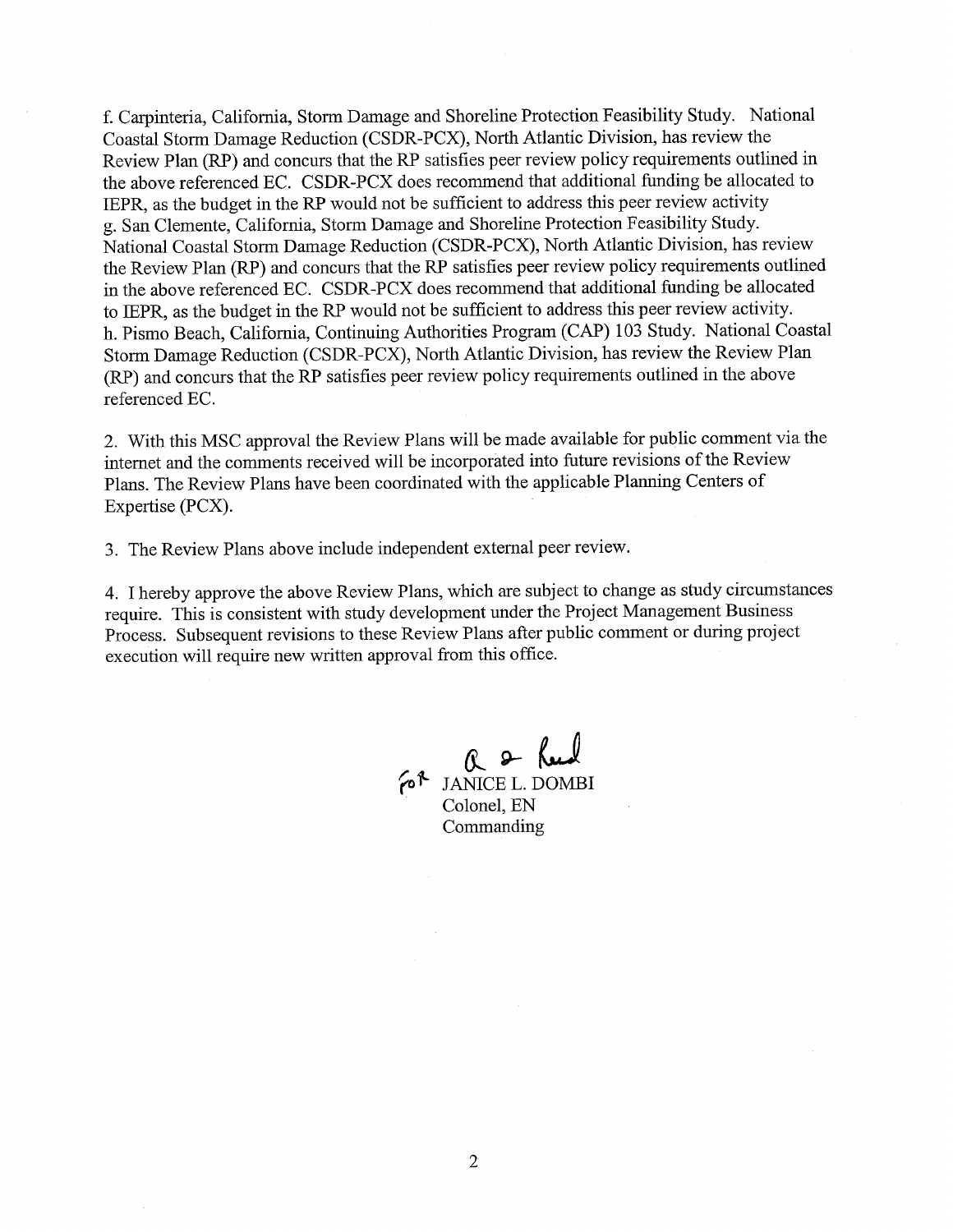f. Carpinteria, California, Storm Damage and Shoreline Protection Feasibility Study. National Coastal Storm Damage Reduction (CSDR-PCX), North Atlantic Division, has review the Review Plan (RP) and concurs that the RP satisfies peer review policy requirements outlined in the above referenced EC. CSDR-PCX does recommend that additional funding be allocated to IEPR, as the budget in the RP would not be sufficient to address this peer review activity

g. San Clemente, California, Storm Damage and Shoreline Protection Feasibility Study. National Coastal Storm Damage Reduction (CSDR-PCX), North Atlantic Division, has review the Review Plan (RP) and concurs that the RP satisfies peer review policy requirements outlined in the above referenced EC. CSDR-PCX does recommend that additional funding be allocated to IEPR, as the budget in the RP would not be sufficient to address this peer review activity.

h. Pismo Beach, California, Continuing Authorities Program (CAP) 103 Study. National Coastal Storm Damage Reduction (CSDR-PCX), North Atlantic Division, has review the Review Plan (RP) and concurs that the RP satisfies peer review policy requirements outlined in the above referenced EC.

2. With this MSC approval the Review Plans will be made available for public comment via the internet and the comments received will be incorporated into future revisions of the Review Plans. The Review Plans have been coordinated with the applicable Planning Centers of Expertise (PCX).

3. The Review Plans above include independent external peer review.

4. I hereby approve the above Review Plans, which are subject to change as study circumstances require. This is consistent with study development under the Project Management Business Process. Subsequent revisions to these Review Plans after public comment or during project execution will require new written approval from this office.

for

JANICE L. DOMBI
Colonel, EN
Commanding